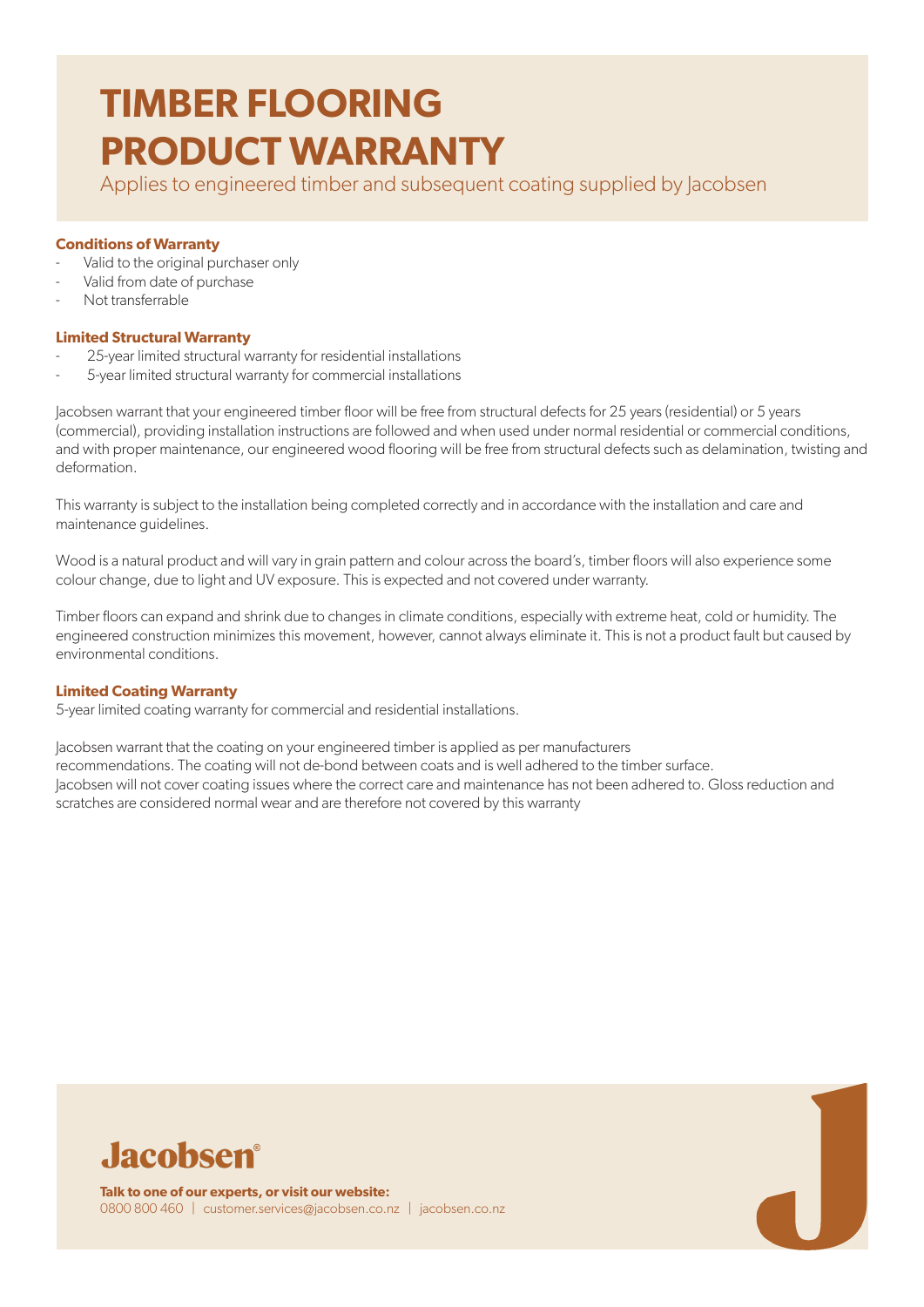# TIMBER FLOORING PRODUCT WARRANTY

Applies to engineered timber and subsequent coating supplied by Jacobsen

**Conditions of Warranty**

- Valid to the original purchaser only
- Valid from date of purchase
- Not transferrable

**Limited Structural Warranty**

- 25-year limited structural warranty for residential installations
- 5-year limited structural warranty for commercial installations

Jacobsen warrant that your engineered timber floor will be free from structural defects for 25 years (residential) or 5 years (commercial), providing installation instructions are followed and when used under normal residential or commercial conditions, and with proper maintenance, our engineered wood flooring will be free from structural defects such as delamination, twisting and deformation.

This warranty is subject to the installation being completed correctly and in accordance with the installation and care and maintenance guidelines.

Wood is a natural product and will vary in grain pattern and colour across the board's, timber floors will also experience some colour change, due to light and UV exposure. This is expected and not covered under warranty.

Timber floors can expand and shrink due to changes in climate conditions, especially with extreme heat, cold or humidity. The engineered construction minimizes this movement, however, cannot always eliminate it. This is not a product fault but caused by environmental conditions.

**Limited Coating Warranty**

5-year limited coating warranty for commercial and residential installations.

Jacobsen warrant that the coating on your engineered timber is applied as per manufacturers recommendations. The coating will not de-bond between coats and is well adhered to the timber surface.
Jacobsen will not cover coating issues where the correct care and maintenance has not been adhered to. Gloss reduction and scratches are considered normal wear and are therefore not covered by this warranty

**Jacobsen®**

**Talk to one of our experts, or visit our website:**
0800 800 460 | customer.services@jacobsen.co.nz | jacobsen.co.nz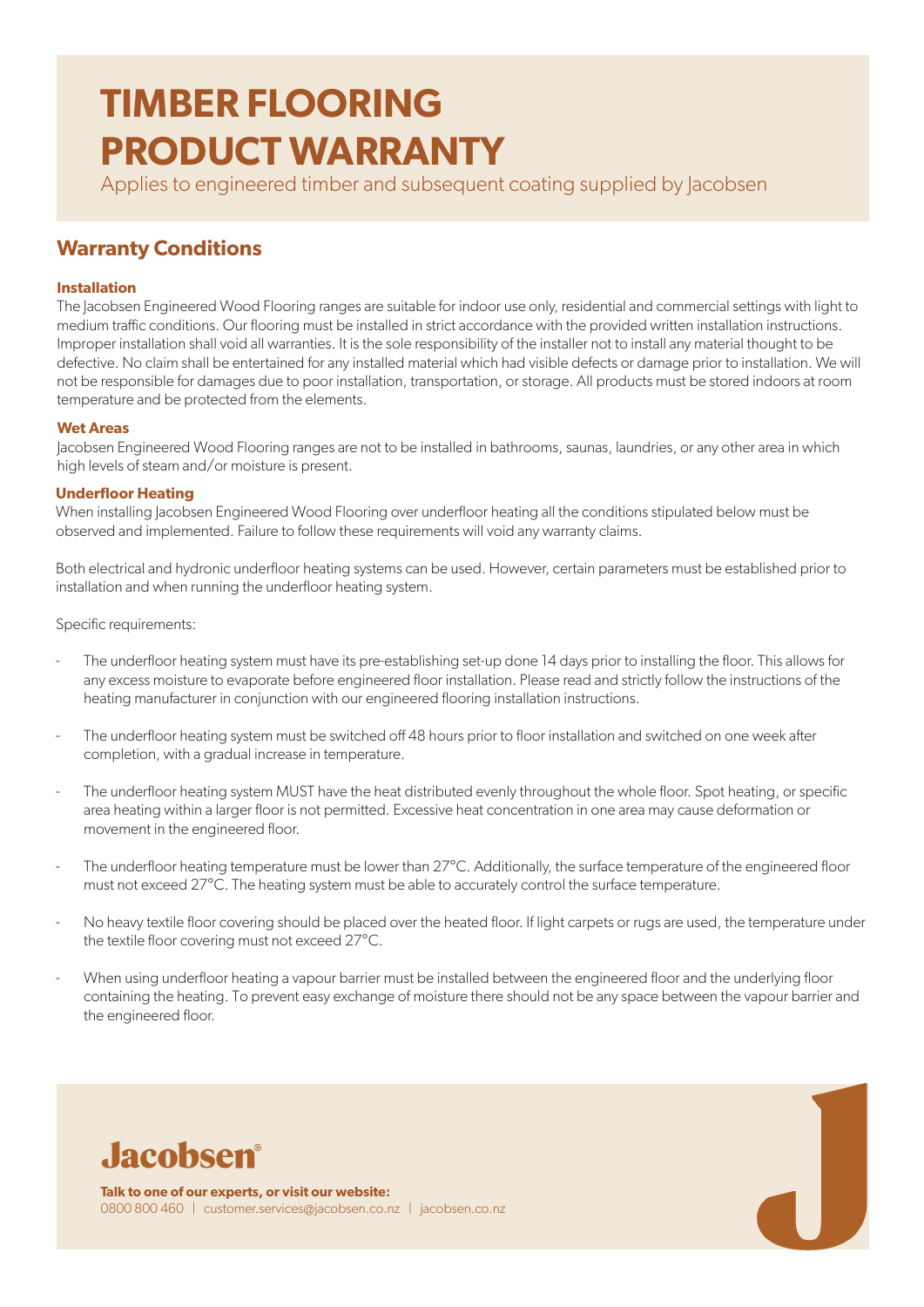# TIMBER FLOORING PRODUCT WARRANTY

Applies to engineered timber and subsequent coating supplied by Jacobsen

## Warranty Conditions

### Installation

The Jacobsen Engineered Wood Flooring ranges are suitable for indoor use only, residential and commercial settings with light to medium traffic conditions. Our flooring must be installed in strict accordance with the provided written installation instructions. Improper installation shall void all warranties. It is the sole responsibility of the installer not to install any material thought to be defective. No claim shall be entertained for any installed material which had visible defects or damage prior to installation. We will not be responsible for damages due to poor installation, transportation, or storage. All products must be stored indoors at room temperature and be protected from the elements.

### Wet Areas

Jacobsen Engineered Wood Flooring ranges are not to be installed in bathrooms, saunas, laundries, or any other area in which high levels of steam and/or moisture is present.

### Underfloor Heating

When installing Jacobsen Engineered Wood Flooring over underfloor heating all the conditions stipulated below must be observed and implemented. Failure to follow these requirements will void any warranty claims.

Both electrical and hydronic underfloor heating systems can be used. However, certain parameters must be established prior to installation and when running the underfloor heating system.

Specific requirements:

- The underfloor heating system must have its pre-establishing set-up done 14 days prior to installing the floor. This allows for any excess moisture to evaporate before engineered floor installation. Please read and strictly follow the instructions of the heating manufacturer in conjunction with our engineered flooring installation instructions.
- The underfloor heating system must be switched off 48 hours prior to floor installation and switched on one week after completion, with a gradual increase in temperature.
- The underfloor heating system MUST have the heat distributed evenly throughout the whole floor. Spot heating, or specific area heating within a larger floor is not permitted. Excessive heat concentration in one area may cause deformation or movement in the engineered floor.
- The underfloor heating temperature must be lower than 27°C. Additionally, the surface temperature of the engineered floor must not exceed 27°C. The heating system must be able to accurately control the surface temperature.
- No heavy textile floor covering should be placed over the heated floor. If light carpets or rugs are used, the temperature under the textile floor covering must not exceed 27°C.
- When using underfloor heating a vapour barrier must be installed between the engineered floor and the underlying floor containing the heating. To prevent easy exchange of moisture there should not be any space between the vapour barrier and the engineered floor.

**Jacobsen®**

**Talk to one of our experts, or visit our website:**
0800 800 460 | customer.services@jacobsen.co.nz | jacobsen.co.nz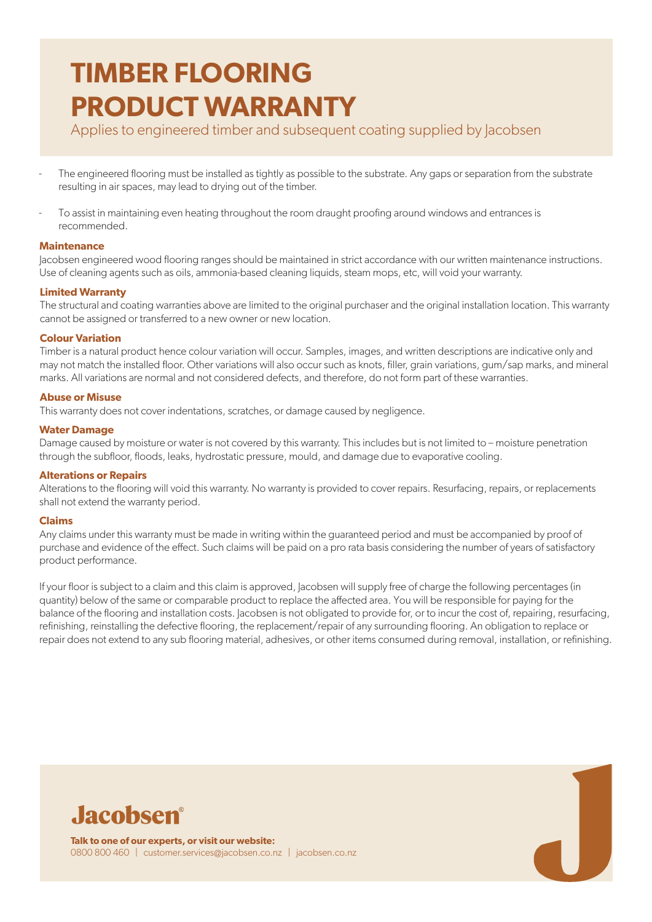# TIMBER FLOORING PRODUCT WARRANTY

Applies to engineered timber and subsequent coating supplied by Jacobsen

- The engineered flooring must be installed as tightly as possible to the substrate. Any gaps or separation from the substrate resulting in air spaces, may lead to drying out of the timber.
- To assist in maintaining even heating throughout the room draught proofing around windows and entrances is recommended.

**Maintenance**

Jacobsen engineered wood flooring ranges should be maintained in strict accordance with our written maintenance instructions. Use of cleaning agents such as oils, ammonia-based cleaning liquids, steam mops, etc, will void your warranty.

**Limited Warranty**

The structural and coating warranties above are limited to the original purchaser and the original installation location. This warranty cannot be assigned or transferred to a new owner or new location.

**Colour Variation**

Timber is a natural product hence colour variation will occur. Samples, images, and written descriptions are indicative only and may not match the installed floor. Other variations will also occur such as knots, filler, grain variations, gum/sap marks, and mineral marks. All variations are normal and not considered defects, and therefore, do not form part of these warranties.

**Abuse or Misuse**

This warranty does not cover indentations, scratches, or damage caused by negligence.

**Water Damage**

Damage caused by moisture or water is not covered by this warranty. This includes but is not limited to – moisture penetration through the subfloor, floods, leaks, hydrostatic pressure, mould, and damage due to evaporative cooling.

**Alterations or Repairs**

Alterations to the flooring will void this warranty. No warranty is provided to cover repairs. Resurfacing, repairs, or replacements shall not extend the warranty period.

**Claims**

Any claims under this warranty must be made in writing within the guaranteed period and must be accompanied by proof of purchase and evidence of the effect. Such claims will be paid on a pro rata basis considering the number of years of satisfactory product performance.

If your floor is subject to a claim and this claim is approved, Jacobsen will supply free of charge the following percentages (in quantity) below of the same or comparable product to replace the affected area. You will be responsible for paying for the balance of the flooring and installation costs. Jacobsen is not obligated to provide for, or to incur the cost of, repairing, resurfacing, refinishing, reinstalling the defective flooring, the replacement/repair of any surrounding flooring. An obligation to replace or repair does not extend to any sub flooring material, adhesives, or other items consumed during removal, installation, or refinishing.

**Jacobsen®**

**Talk to one of our experts, or visit our website:**
0800 800 460 | customer.services@jacobsen.co.nz | jacobsen.co.nz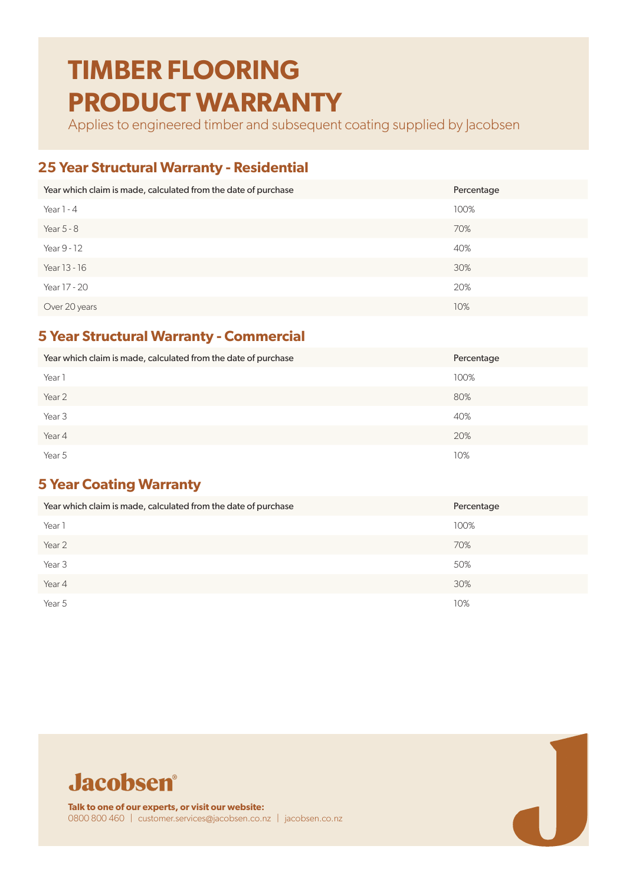# TIMBER FLOORING PRODUCT WARRANTY

Applies to engineered timber and subsequent coating supplied by Jacobsen

## 25 Year Structural Warranty - Residential

| Year which claim is made, calculated from the date of purchase | Percentage |
| --- | --- |
| Year 1 - 4 | 100% |
| Year 5 - 8 | 70% |
| Year 9 - 12 | 40% |
| Year 13 - 16 | 30% |
| Year 17 - 20 | 20% |
| Over 20 years | 10% |

## 5 Year Structural Warranty - Commercial

| Year which claim is made, calculated from the date of purchase | Percentage |
| --- | --- |
| Year 1 | 100% |
| Year 2 | 80% |
| Year 3 | 40% |
| Year 4 | 20% |
| Year 5 | 10% |

## 5 Year Coating Warranty

| Year which claim is made, calculated from the date of purchase | Percentage |
| --- | --- |
| Year 1 | 100% |
| Year 2 | 70% |
| Year 3 | 50% |
| Year 4 | 30% |
| Year 5 | 10% |

Jacobsen®

**Talk to one of our experts, or visit our website:**

0800 800 460 | customer.services@jacobsen.co.nz | jacobsen.co.nz